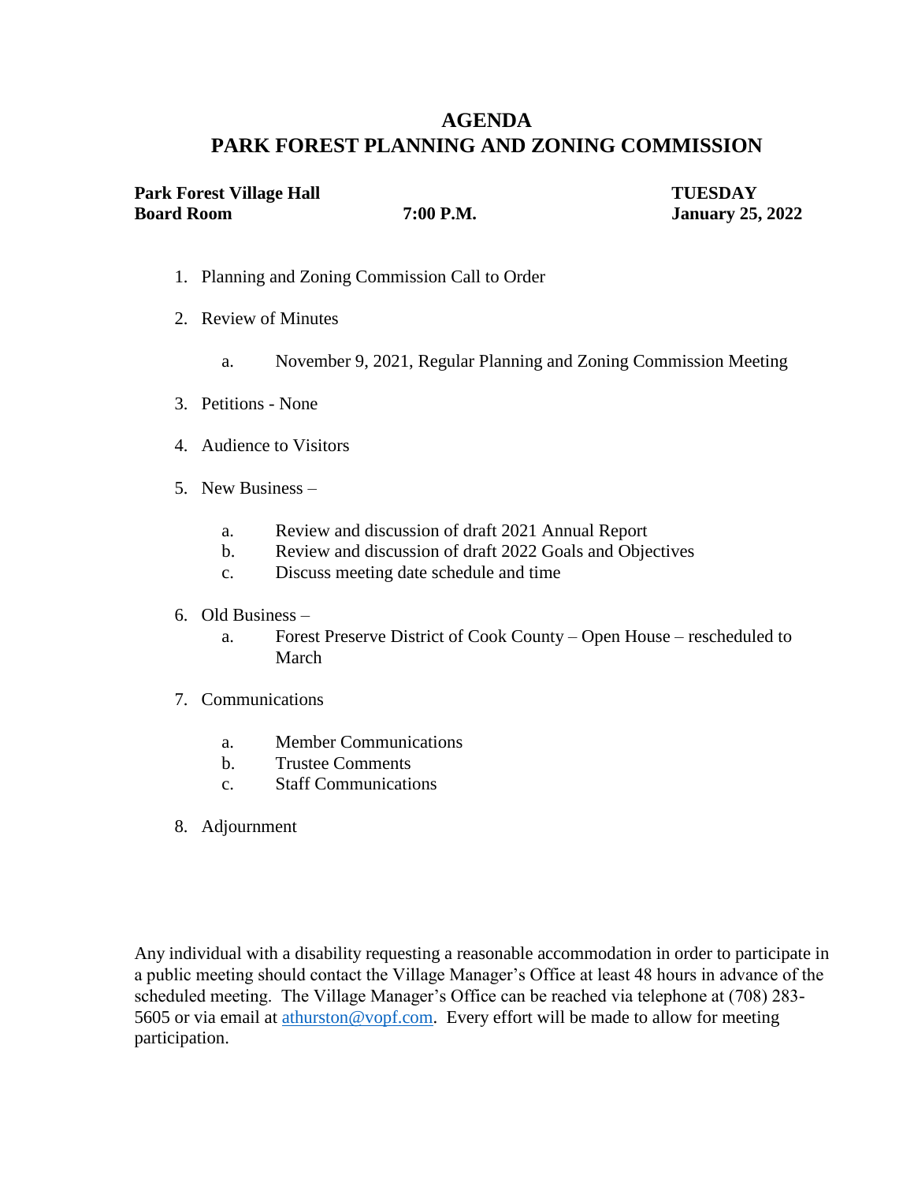# AGENDA
# PARK FOREST PLANNING AND ZONING COMMISSION

**Park Forest Village Hall** **TUESDAY**
**Board Room** **7:00 P.M.** **January 25, 2022**

1. Planning and Zoning Commission Call to Order

2. Review of Minutes

   a. November 9, 2021, Regular Planning and Zoning Commission Meeting

3. Petitions - None

4. Audience to Visitors

5. New Business –

   a. Review and discussion of draft 2021 Annual Report
   b. Review and discussion of draft 2022 Goals and Objectives
   c. Discuss meeting date schedule and time

6. Old Business –

   a. Forest Preserve District of Cook County – Open House – rescheduled to March

7. Communications

   a. Member Communications
   b. Trustee Comments
   c. Staff Communications

8. Adjournment

Any individual with a disability requesting a reasonable accommodation in order to participate in a public meeting should contact the Village Manager's Office at least 48 hours in advance of the scheduled meeting. The Village Manager's Office can be reached via telephone at (708) 283-5605 or via email at athurston@vopf.com. Every effort will be made to allow for meeting participation.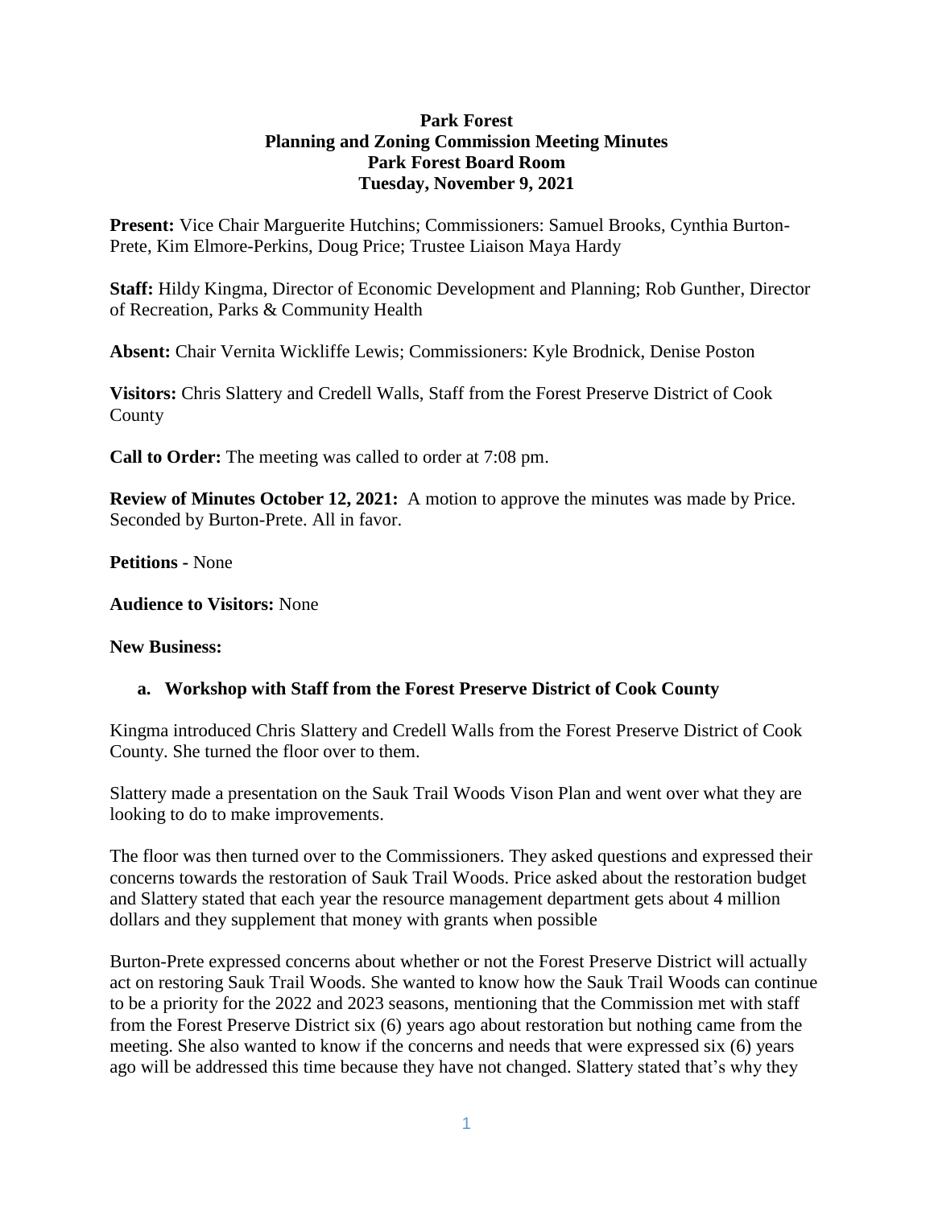**Park Forest**
**Planning and Zoning Commission Meeting Minutes**
**Park Forest Board Room**
**Tuesday, November 9, 2021**

**Present:** Vice Chair Marguerite Hutchins; Commissioners: Samuel Brooks, Cynthia Burton-Prete, Kim Elmore-Perkins, Doug Price; Trustee Liaison Maya Hardy

**Staff:** Hildy Kingma, Director of Economic Development and Planning; Rob Gunther, Director of Recreation, Parks & Community Health

**Absent:** Chair Vernita Wickliffe Lewis; Commissioners: Kyle Brodnick, Denise Poston

**Visitors:** Chris Slattery and Credell Walls, Staff from the Forest Preserve District of Cook County

**Call to Order:** The meeting was called to order at 7:08 pm.

**Review of Minutes October 12, 2021:** A motion to approve the minutes was made by Price. Seconded by Burton-Prete. All in favor.

**Petitions -** None

**Audience to Visitors:** None

**New Business:**

**a. Workshop with Staff from the Forest Preserve District of Cook County**

Kingma introduced Chris Slattery and Credell Walls from the Forest Preserve District of Cook County. She turned the floor over to them.

Slattery made a presentation on the Sauk Trail Woods Vison Plan and went over what they are looking to do to make improvements.

The floor was then turned over to the Commissioners. They asked questions and expressed their concerns towards the restoration of Sauk Trail Woods. Price asked about the restoration budget and Slattery stated that each year the resource management department gets about 4 million dollars and they supplement that money with grants when possible

Burton-Prete expressed concerns about whether or not the Forest Preserve District will actually act on restoring Sauk Trail Woods. She wanted to know how the Sauk Trail Woods can continue to be a priority for the 2022 and 2023 seasons, mentioning that the Commission met with staff from the Forest Preserve District six (6) years ago about restoration but nothing came from the meeting. She also wanted to know if the concerns and needs that were expressed six (6) years ago will be addressed this time because they have not changed. Slattery stated that's why they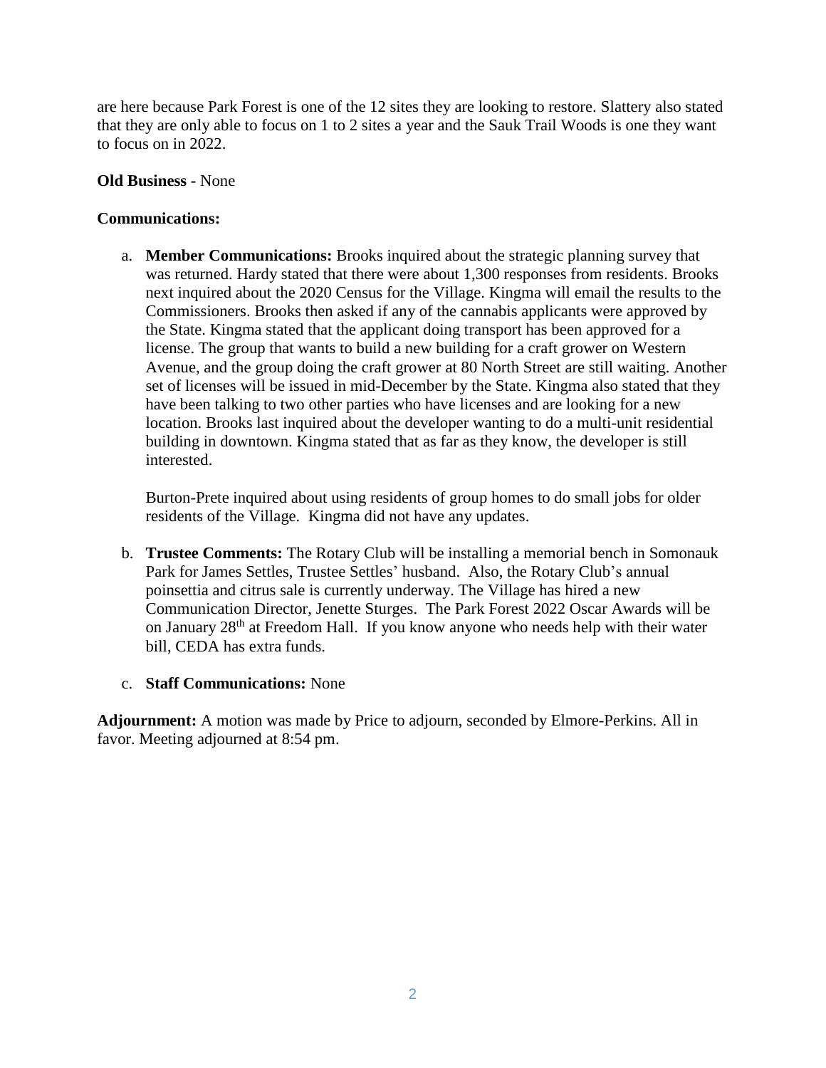are here because Park Forest is one of the 12 sites they are looking to restore. Slattery also stated that they are only able to focus on 1 to 2 sites a year and the Sauk Trail Woods is one they want to focus on in 2022.

**Old Business -** None

**Communications:**

a. **Member Communications:** Brooks inquired about the strategic planning survey that was returned. Hardy stated that there were about 1,300 responses from residents. Brooks next inquired about the 2020 Census for the Village. Kingma will email the results to the Commissioners. Brooks then asked if any of the cannabis applicants were approved by the State. Kingma stated that the applicant doing transport has been approved for a license. The group that wants to build a new building for a craft grower on Western Avenue, and the group doing the craft grower at 80 North Street are still waiting. Another set of licenses will be issued in mid-December by the State. Kingma also stated that they have been talking to two other parties who have licenses and are looking for a new location. Brooks last inquired about the developer wanting to do a multi-unit residential building in downtown. Kingma stated that as far as they know, the developer is still interested.

   Burton-Prete inquired about using residents of group homes to do small jobs for older residents of the Village. Kingma did not have any updates.

b. **Trustee Comments:** The Rotary Club will be installing a memorial bench in Somonauk Park for James Settles, Trustee Settles' husband. Also, the Rotary Club's annual poinsettia and citrus sale is currently underway. The Village has hired a new Communication Director, Jenette Sturges. The Park Forest 2022 Oscar Awards will be on January 28th at Freedom Hall. If you know anyone who needs help with their water bill, CEDA has extra funds.

c. **Staff Communications:** None

**Adjournment:** A motion was made by Price to adjourn, seconded by Elmore-Perkins. All in favor. Meeting adjourned at 8:54 pm.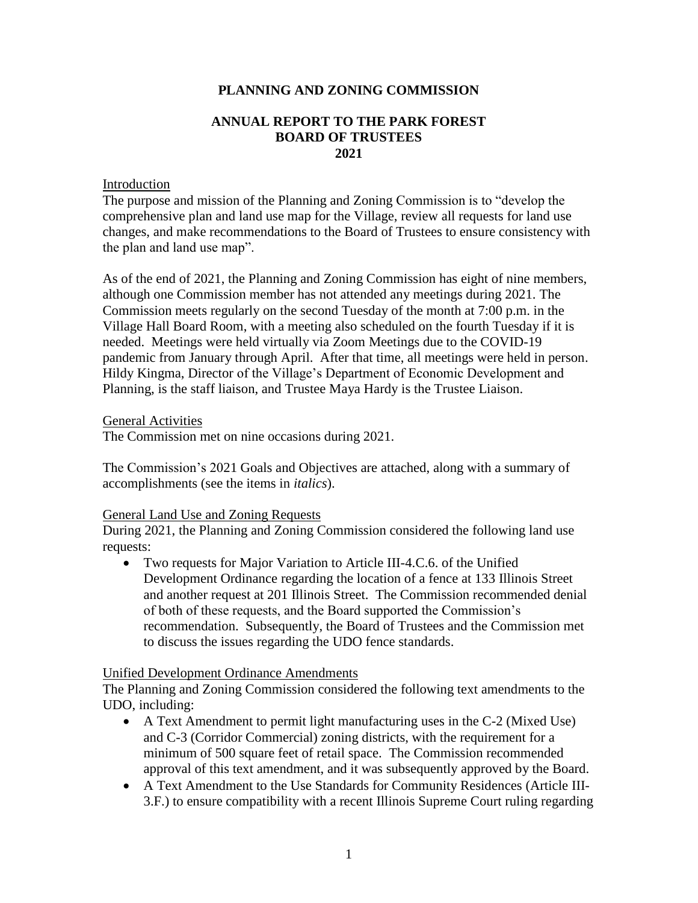**PLANNING AND ZONING COMMISSION**

**ANNUAL REPORT TO THE PARK FOREST BOARD OF TRUSTEES 2021**

Introduction

The purpose and mission of the Planning and Zoning Commission is to "develop the comprehensive plan and land use map for the Village, review all requests for land use changes, and make recommendations to the Board of Trustees to ensure consistency with the plan and land use map".

As of the end of 2021, the Planning and Zoning Commission has eight of nine members, although one Commission member has not attended any meetings during 2021. The Commission meets regularly on the second Tuesday of the month at 7:00 p.m. in the Village Hall Board Room, with a meeting also scheduled on the fourth Tuesday if it is needed. Meetings were held virtually via Zoom Meetings due to the COVID-19 pandemic from January through April. After that time, all meetings were held in person. Hildy Kingma, Director of the Village's Department of Economic Development and Planning, is the staff liaison, and Trustee Maya Hardy is the Trustee Liaison.

General Activities

The Commission met on nine occasions during 2021.

The Commission's 2021 Goals and Objectives are attached, along with a summary of accomplishments (see the items in *italics*).

General Land Use and Zoning Requests

During 2021, the Planning and Zoning Commission considered the following land use requests:

- Two requests for Major Variation to Article III-4.C.6. of the Unified Development Ordinance regarding the location of a fence at 133 Illinois Street and another request at 201 Illinois Street. The Commission recommended denial of both of these requests, and the Board supported the Commission's recommendation. Subsequently, the Board of Trustees and the Commission met to discuss the issues regarding the UDO fence standards.

Unified Development Ordinance Amendments

The Planning and Zoning Commission considered the following text amendments to the UDO, including:

- A Text Amendment to permit light manufacturing uses in the C-2 (Mixed Use) and C-3 (Corridor Commercial) zoning districts, with the requirement for a minimum of 500 square feet of retail space. The Commission recommended approval of this text amendment, and it was subsequently approved by the Board.
- A Text Amendment to the Use Standards for Community Residences (Article III-3.F.) to ensure compatibility with a recent Illinois Supreme Court ruling regarding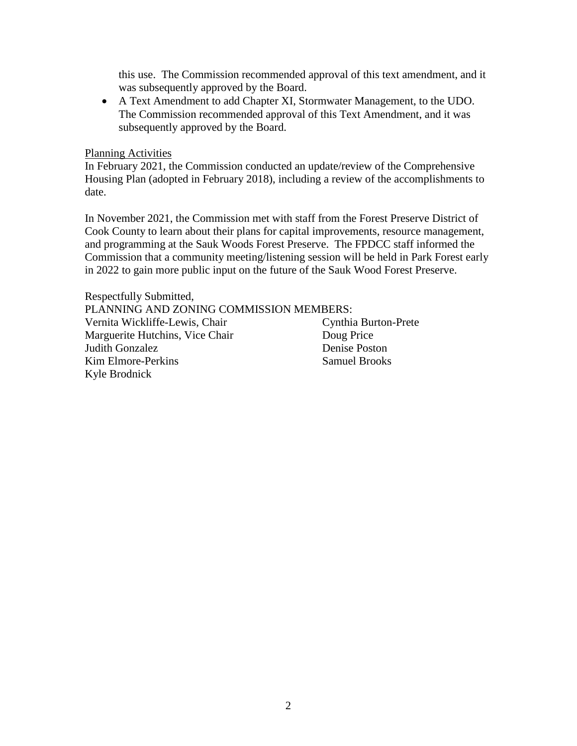this use. The Commission recommended approval of this text amendment, and it was subsequently approved by the Board.

- A Text Amendment to add Chapter XI, Stormwater Management, to the UDO. The Commission recommended approval of this Text Amendment, and it was subsequently approved by the Board.

<u>Planning Activities</u>

In February 2021, the Commission conducted an update/review of the Comprehensive Housing Plan (adopted in February 2018), including a review of the accomplishments to date.

In November 2021, the Commission met with staff from the Forest Preserve District of Cook County to learn about their plans for capital improvements, resource management, and programming at the Sauk Woods Forest Preserve. The FPDCC staff informed the Commission that a community meeting/listening session will be held in Park Forest early in 2022 to gain more public input on the future of the Sauk Wood Forest Preserve.

Respectfully Submitted,
PLANNING AND ZONING COMMISSION MEMBERS:

Vernita Wickliffe-Lewis, Chair
Marguerite Hutchins, Vice Chair
Judith Gonzalez
Kim Elmore-Perkins
Kyle Brodnick
Cynthia Burton-Prete
Doug Price
Denise Poston
Samuel Brooks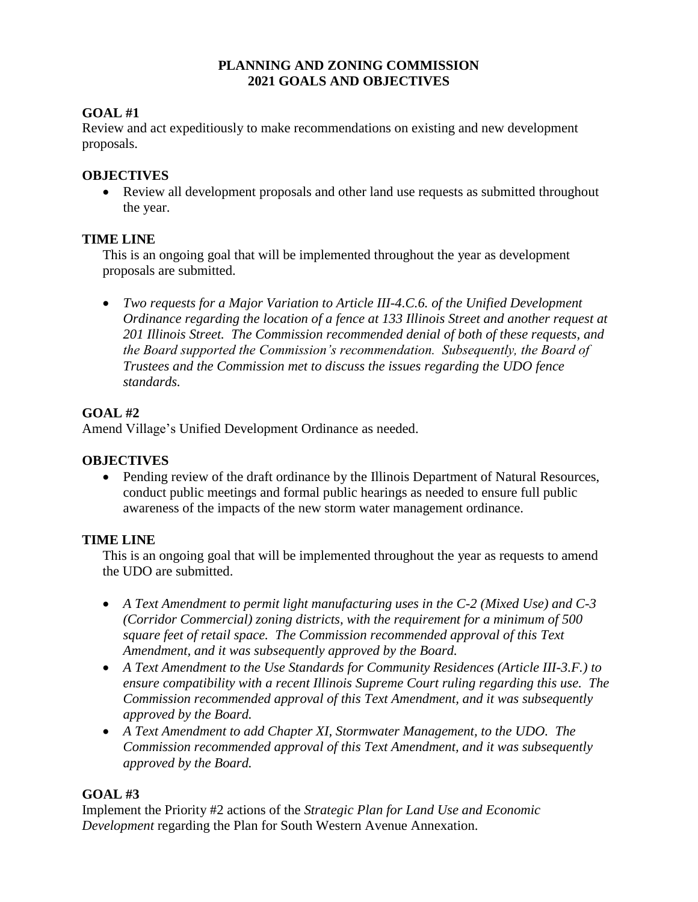# PLANNING AND ZONING COMMISSION
# 2021 GOALS AND OBJECTIVES

## GOAL #1

Review and act expeditiously to make recommendations on existing and new development proposals.

### OBJECTIVES

- Review all development proposals and other land use requests as submitted throughout the year.

### TIME LINE

This is an ongoing goal that will be implemented throughout the year as development proposals are submitted.

- *Two requests for a Major Variation to Article III-4.C.6. of the Unified Development Ordinance regarding the location of a fence at 133 Illinois Street and another request at 201 Illinois Street. The Commission recommended denial of both of these requests, and the Board supported the Commission's recommendation. Subsequently, the Board of Trustees and the Commission met to discuss the issues regarding the UDO fence standards.*

## GOAL #2

Amend Village's Unified Development Ordinance as needed.

### OBJECTIVES

- Pending review of the draft ordinance by the Illinois Department of Natural Resources, conduct public meetings and formal public hearings as needed to ensure full public awareness of the impacts of the new storm water management ordinance.

### TIME LINE

This is an ongoing goal that will be implemented throughout the year as requests to amend the UDO are submitted.

- *A Text Amendment to permit light manufacturing uses in the C-2 (Mixed Use) and C-3 (Corridor Commercial) zoning districts, with the requirement for a minimum of 500 square feet of retail space. The Commission recommended approval of this Text Amendment, and it was subsequently approved by the Board.*
- *A Text Amendment to the Use Standards for Community Residences (Article III-3.F.) to ensure compatibility with a recent Illinois Supreme Court ruling regarding this use. The Commission recommended approval of this Text Amendment, and it was subsequently approved by the Board.*
- *A Text Amendment to add Chapter XI, Stormwater Management, to the UDO. The Commission recommended approval of this Text Amendment, and it was subsequently approved by the Board.*

## GOAL #3

Implement the Priority #2 actions of the *Strategic Plan for Land Use and Economic Development* regarding the Plan for South Western Avenue Annexation.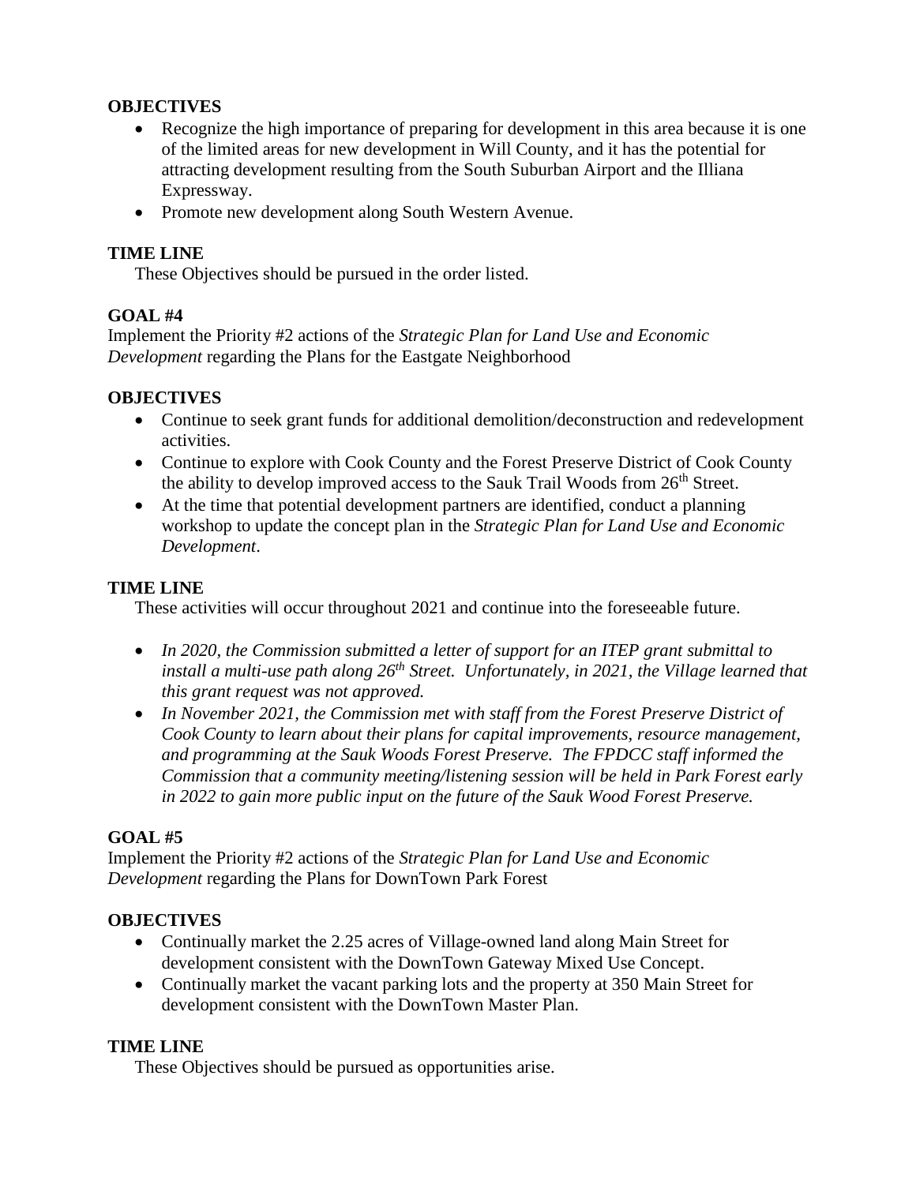**OBJECTIVES**

- Recognize the high importance of preparing for development in this area because it is one of the limited areas for new development in Will County, and it has the potential for attracting development resulting from the South Suburban Airport and the Illiana Expressway.
- Promote new development along South Western Avenue.

**TIME LINE**

These Objectives should be pursued in the order listed.

**GOAL #4**

Implement the Priority #2 actions of the *Strategic Plan for Land Use and Economic Development* regarding the Plans for the Eastgate Neighborhood

**OBJECTIVES**

- Continue to seek grant funds for additional demolition/deconstruction and redevelopment activities.
- Continue to explore with Cook County and the Forest Preserve District of Cook County the ability to develop improved access to the Sauk Trail Woods from 26th Street.
- At the time that potential development partners are identified, conduct a planning workshop to update the concept plan in the *Strategic Plan for Land Use and Economic Development*.

**TIME LINE**

These activities will occur throughout 2021 and continue into the foreseeable future.

- *In 2020, the Commission submitted a letter of support for an ITEP grant submittal to install a multi-use path along 26th Street. Unfortunately, in 2021, the Village learned that this grant request was not approved.*
- *In November 2021, the Commission met with staff from the Forest Preserve District of Cook County to learn about their plans for capital improvements, resource management, and programming at the Sauk Woods Forest Preserve. The FPDCC staff informed the Commission that a community meeting/listening session will be held in Park Forest early in 2022 to gain more public input on the future of the Sauk Wood Forest Preserve.*

**GOAL #5**

Implement the Priority #2 actions of the *Strategic Plan for Land Use and Economic Development* regarding the Plans for DownTown Park Forest

**OBJECTIVES**

- Continually market the 2.25 acres of Village-owned land along Main Street for development consistent with the DownTown Gateway Mixed Use Concept.
- Continually market the vacant parking lots and the property at 350 Main Street for development consistent with the DownTown Master Plan.

**TIME LINE**

These Objectives should be pursued as opportunities arise.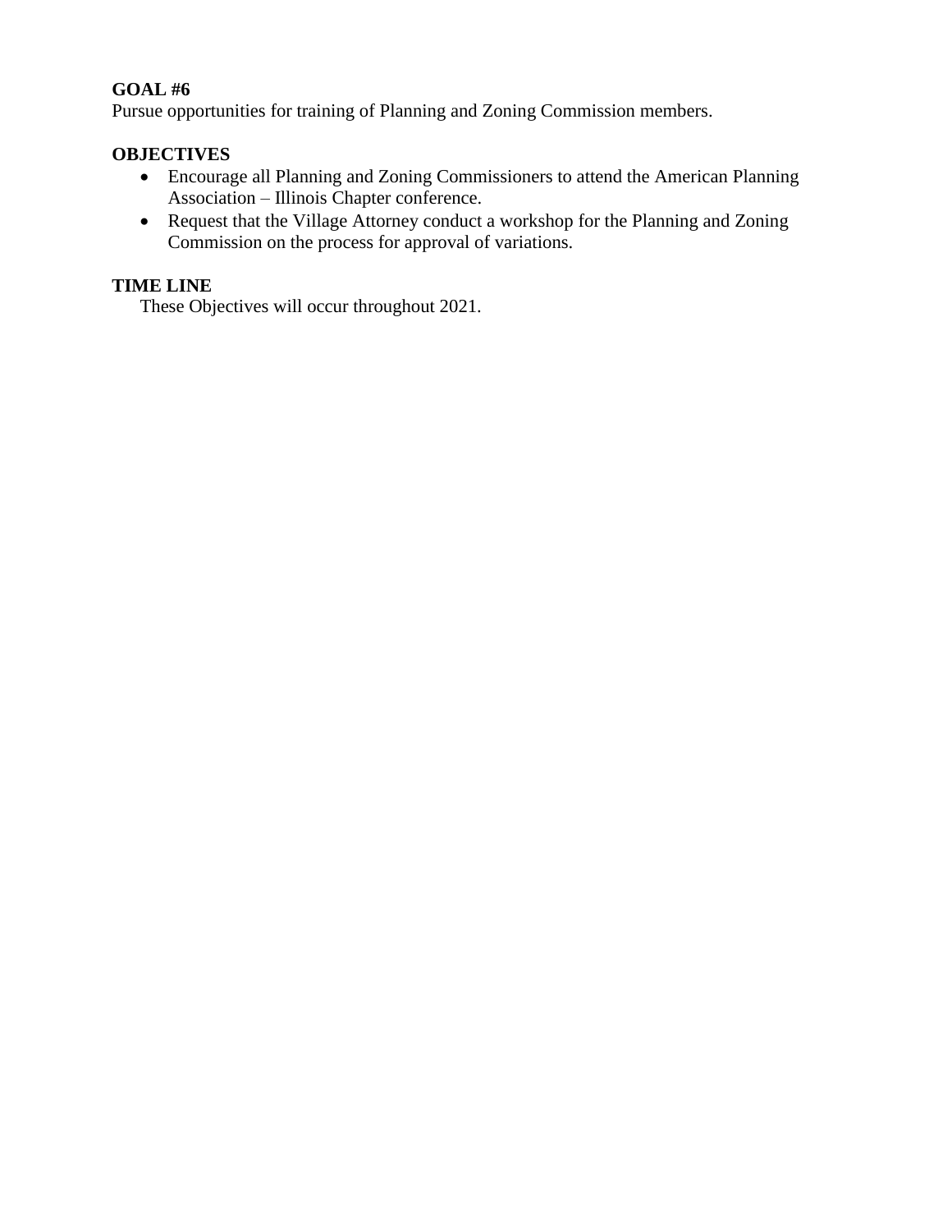**GOAL #6**
Pursue opportunities for training of Planning and Zoning Commission members.

**OBJECTIVES**

- Encourage all Planning and Zoning Commissioners to attend the American Planning Association – Illinois Chapter conference.
- Request that the Village Attorney conduct a workshop for the Planning and Zoning Commission on the process for approval of variations.

**TIME LINE**

These Objectives will occur throughout 2021.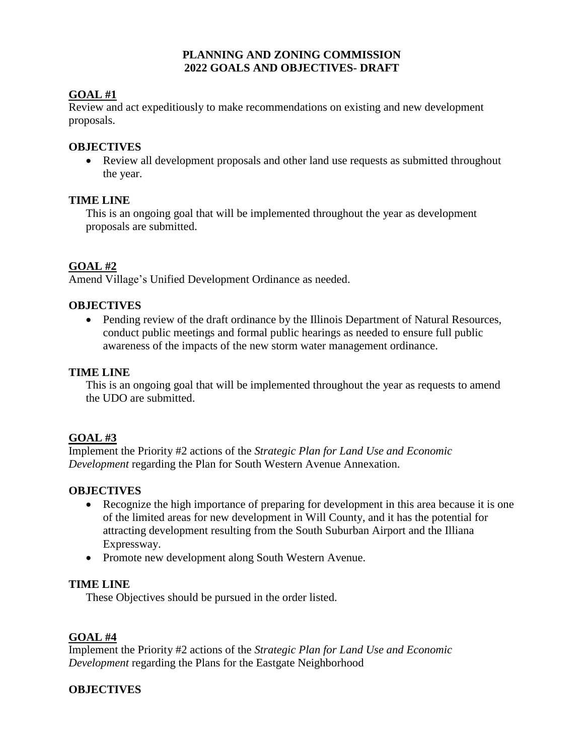# PLANNING AND ZONING COMMISSION
# 2022 GOALS AND OBJECTIVES- DRAFT

## GOAL #1

Review and act expeditiously to make recommendations on existing and new development proposals.

### OBJECTIVES

- Review all development proposals and other land use requests as submitted throughout the year.

### TIME LINE

This is an ongoing goal that will be implemented throughout the year as development proposals are submitted.

## GOAL #2

Amend Village's Unified Development Ordinance as needed.

### OBJECTIVES

- Pending review of the draft ordinance by the Illinois Department of Natural Resources, conduct public meetings and formal public hearings as needed to ensure full public awareness of the impacts of the new storm water management ordinance.

### TIME LINE

This is an ongoing goal that will be implemented throughout the year as requests to amend the UDO are submitted.

## GOAL #3

Implement the Priority #2 actions of the *Strategic Plan for Land Use and Economic Development* regarding the Plan for South Western Avenue Annexation.

### OBJECTIVES

- Recognize the high importance of preparing for development in this area because it is one of the limited areas for new development in Will County, and it has the potential for attracting development resulting from the South Suburban Airport and the Illiana Expressway.
- Promote new development along South Western Avenue.

### TIME LINE

These Objectives should be pursued in the order listed.

## GOAL #4

Implement the Priority #2 actions of the *Strategic Plan for Land Use and Economic Development* regarding the Plans for the Eastgate Neighborhood

### OBJECTIVES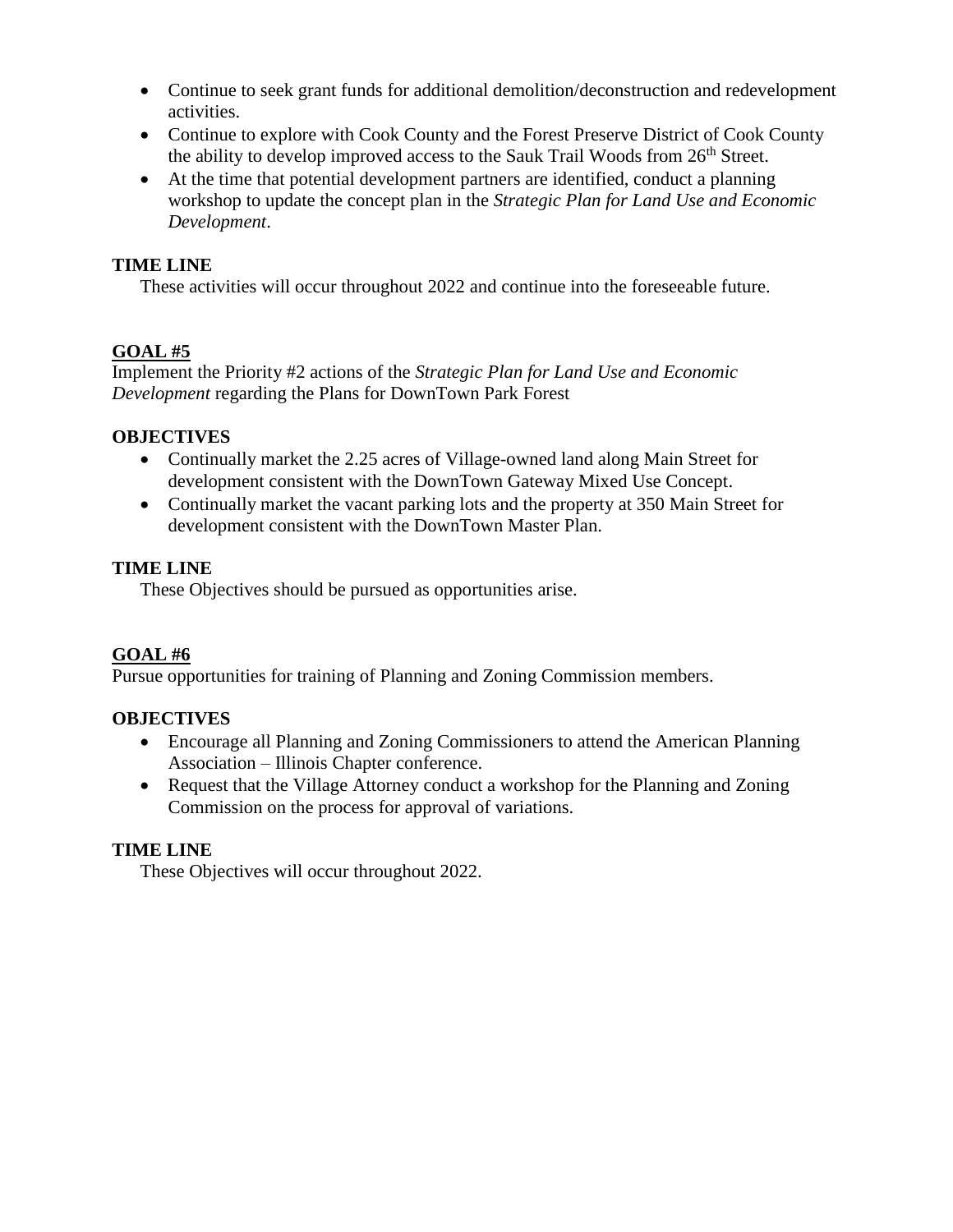- Continue to seek grant funds for additional demolition/deconstruction and redevelopment activities.
- Continue to explore with Cook County and the Forest Preserve District of Cook County the ability to develop improved access to the Sauk Trail Woods from 26th Street.
- At the time that potential development partners are identified, conduct a planning workshop to update the concept plan in the *Strategic Plan for Land Use and Economic Development*.

**TIME LINE**

These activities will occur throughout 2022 and continue into the foreseeable future.

**GOAL #5**

Implement the Priority #2 actions of the *Strategic Plan for Land Use and Economic Development* regarding the Plans for DownTown Park Forest

**OBJECTIVES**

- Continually market the 2.25 acres of Village-owned land along Main Street for development consistent with the DownTown Gateway Mixed Use Concept.
- Continually market the vacant parking lots and the property at 350 Main Street for development consistent with the DownTown Master Plan.

**TIME LINE**

These Objectives should be pursued as opportunities arise.

**GOAL #6**

Pursue opportunities for training of Planning and Zoning Commission members.

**OBJECTIVES**

- Encourage all Planning and Zoning Commissioners to attend the American Planning Association – Illinois Chapter conference.
- Request that the Village Attorney conduct a workshop for the Planning and Zoning Commission on the process for approval of variations.

**TIME LINE**

These Objectives will occur throughout 2022.